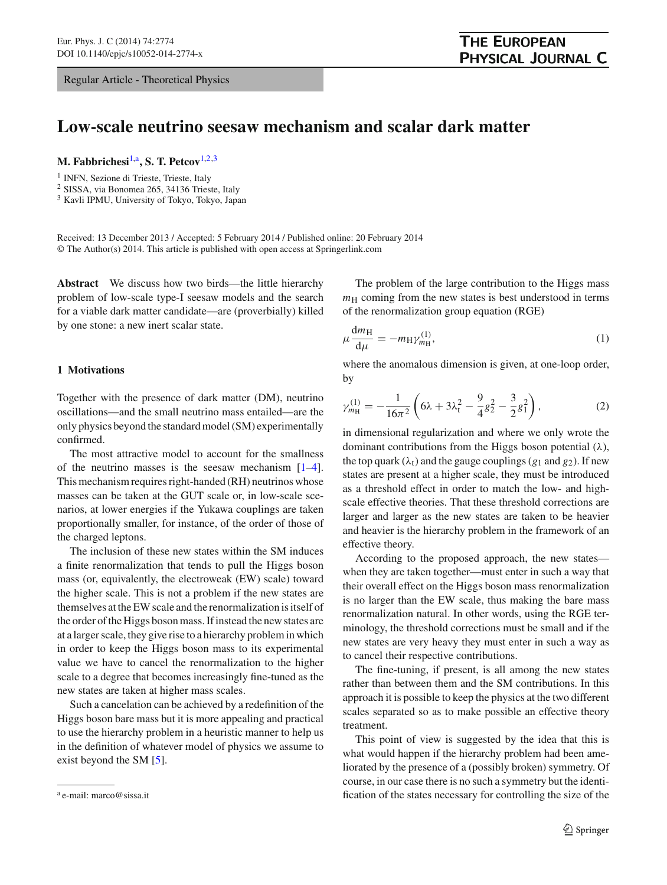Regular Article - Theoretical Physics

# Low-scale neutrino seesaw mechanism and scalar dark matter

**M. Fabbrichesi**[1,a], **S. T. Petcov**[1,2,3]

[1] INFN, Sezione di Trieste, Trieste, Italy
[2] SISSA, via Bonomea 265, 34136 Trieste, Italy
[3] Kavli IPMU, University of Tokyo, Tokyo, Japan

Received: 13 December 2013 / Accepted: 5 February 2014 / Published online: 20 February 2014
© The Author(s) 2014. This article is published with open access at Springerlink.com

**Abstract** We discuss how two birds—the little hierarchy problem of low-scale type-I seesaw models and the search for a viable dark matter candidate—are (proverbially) killed by one stone: a new inert scalar state.

## 1 Motivations

Together with the presence of dark matter (DM), neutrino oscillations—and the small neutrino mass entailed—are the only physics beyond the standard model (SM) experimentally confirmed.

The most attractive model to account for the smallness of the neutrino masses is the seesaw mechanism [1–4]. This mechanism requires right-handed (RH) neutrinos whose masses can be taken at the GUT scale or, in low-scale scenarios, at lower energies if the Yukawa couplings are taken proportionally smaller, for instance, of the order of those of the charged leptons.

The inclusion of these new states within the SM induces a finite renormalization that tends to pull the Higgs boson mass (or, equivalently, the electroweak (EW) scale) toward the higher scale. This is not a problem if the new states are themselves at the EW scale and the renormalization is itself of the order of the Higgs boson mass. If instead the new states are at a larger scale, they give rise to a hierarchy problem in which in order to keep the Higgs boson mass to its experimental value we have to cancel the renormalization to the higher scale to a degree that becomes increasingly fine-tuned as the new states are taken at higher mass scales.

Such a cancelation can be achieved by a redefinition of the Higgs boson bare mass but it is more appealing and practical to use the hierarchy problem in a heuristic manner to help us in the definition of whatever model of physics we assume to exist beyond the SM [5].

The problem of the large contribution to the Higgs mass $m_{\rm H}$ coming from the new states is best understood in terms of the renormalization group equation (RGE)

$$\mu \frac{\mathrm{d}m_{\rm H}}{\mathrm{d}\mu} = -m_{\rm H}\gamma^{(1)}_{m_{\rm H}}, \tag{1}$$

where the anomalous dimension is given, at one-loop order, by

$$\gamma^{(1)}_{m_{\rm H}} = -\frac{1}{16\pi^2}\left(6\lambda + 3\lambda_{\rm t}^2 - \frac{9}{4}g_2^2 - \frac{3}{2}g_1^2\right), \tag{2}$$

in dimensional regularization and where we only wrote the dominant contributions from the Higgs boson potential ($\lambda$), the top quark ($\lambda_{\rm t}$) and the gauge couplings ($g_1$ and $g_2$). If new states are present at a higher scale, they must be introduced as a threshold effect in order to match the low- and high-scale effective theories. That these threshold corrections are larger and larger as the new states are taken to be heavier and heavier is the hierarchy problem in the framework of an effective theory.

According to the proposed approach, the new states—when they are taken together—must enter in such a way that their overall effect on the Higgs boson mass renormalization is no larger than the EW scale, thus making the bare mass renormalization natural. In other words, using the RGE terminology, the threshold corrections must be small and if the new states are very heavy they must enter in such a way as to cancel their respective contributions.

The fine-tuning, if present, is all among the new states rather than between them and the SM contributions. In this approach it is possible to keep the physics at the two different scales separated so as to make possible an effective theory treatment.

This point of view is suggested by the idea that this is what would happen if the hierarchy problem had been ameliorated by the presence of a (possibly broken) symmetry. Of course, in our case there is no such a symmetry but the identification of the states necessary for controlling the size of the

[a] e-mail: marco@sissa.it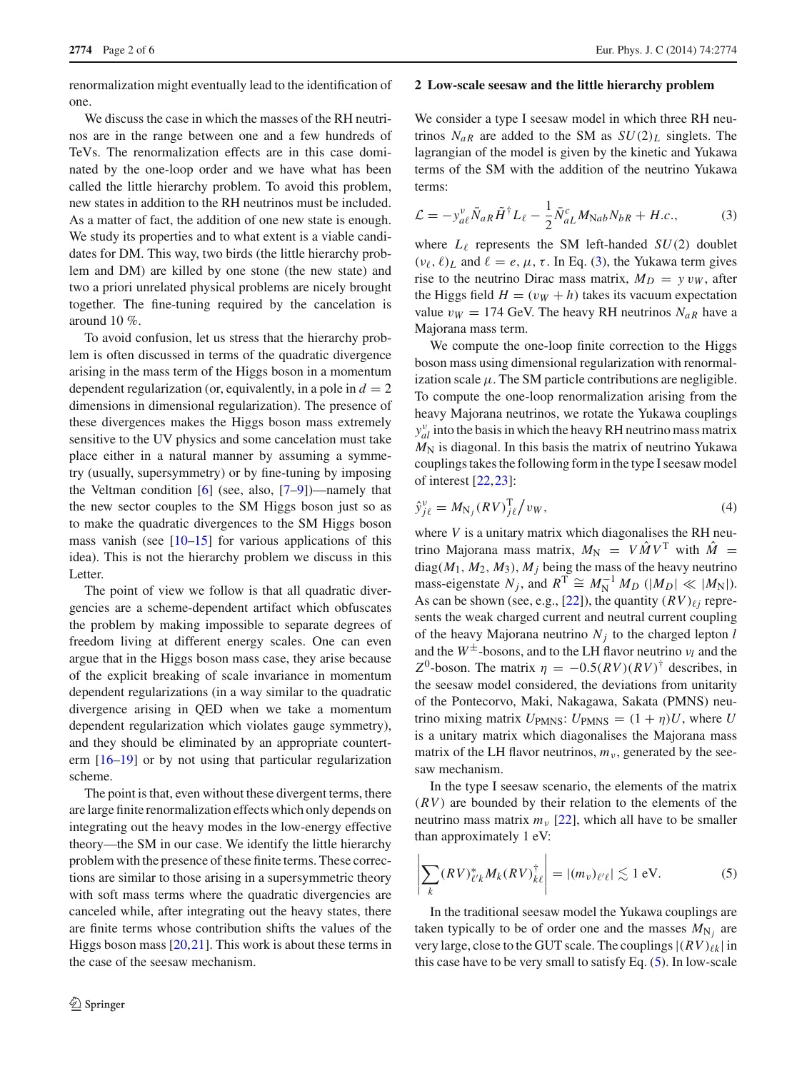renormalization might eventually lead to the identification of one.

We discuss the case in which the masses of the RH neutrinos are in the range between one and a few hundreds of TeVs. The renormalization effects are in this case dominated by the one-loop order and we have what has been called the little hierarchy problem. To avoid this problem, new states in addition to the RH neutrinos must be included. As a matter of fact, the addition of one new state is enough. We study its properties and to what extent is a viable candidates for DM. This way, two birds (the little hierarchy problem and DM) are killed by one stone (the new state) and two a priori unrelated physical problems are nicely brought together. The fine-tuning required by the cancelation is around 10 %.

To avoid confusion, let us stress that the hierarchy problem is often discussed in terms of the quadratic divergence arising in the mass term of the Higgs boson in a momentum dependent regularization (or, equivalently, in a pole in $d = 2$ dimensions in dimensional regularization). The presence of these divergences makes the Higgs boson mass extremely sensitive to the UV physics and some cancelation must take place either in a natural manner by assuming a symmetry (usually, supersymmetry) or by fine-tuning by imposing the Veltman condition [6] (see, also, [7–9])—namely that the new sector couples to the SM Higgs boson just so as to make the quadratic divergences to the SM Higgs boson mass vanish (see [10–15] for various applications of this idea). This is not the hierarchy problem we discuss in this Letter.

The point of view we follow is that all quadratic divergencies are a scheme-dependent artifact which obfuscates the problem by making impossible to separate degrees of freedom living at different energy scales. One can even argue that in the Higgs boson mass case, they arise because of the explicit breaking of scale invariance in momentum dependent regularizations (in a way similar to the quadratic divergence arising in QED when we take a momentum dependent regularization which violates gauge symmetry), and they should be eliminated by an appropriate counterterm [16–19] or by not using that particular regularization scheme.

The point is that, even without these divergent terms, there are large finite renormalization effects which only depends on integrating out the heavy modes in the low-energy effective theory—the SM in our case. We identify the little hierarchy problem with the presence of these finite terms. These corrections are similar to those arising in a supersymmetric theory with soft mass terms where the quadratic divergencies are canceled while, after integrating out the heavy states, there are finite terms whose contribution shifts the values of the Higgs boson mass [20,21]. This work is about these terms in the case of the seesaw mechanism.

## 2 Low-scale seesaw and the little hierarchy problem

We consider a type I seesaw model in which three RH neutrinos $N_{aR}$ are added to the SM as $SU(2)_L$ singlets. The lagrangian of the model is given by the kinetic and Yukawa terms of the SM with the addition of the neutrino Yukawa terms:

$$\mathcal{L} = -y^{\nu}_{a\ell}\bar{N}_{aR}\tilde{H}^{\dagger}L_{\ell} - \frac{1}{2}\bar{N}^{c}_{aL}M_{\mathrm{N}ab}N_{bR} + H.c., \tag{3}$$

where $L_{\ell}$ represents the SM left-handed $SU(2)$ doublet $(\nu_{\ell}, \ell)_L$ and $\ell = e, \mu, \tau$. In Eq. (3), the Yukawa term gives rise to the neutrino Dirac mass matrix, $M_D = y\, v_W$, after the Higgs field $H = (v_W + h)$ takes its vacuum expectation value $v_W = 174$ GeV. The heavy RH neutrinos $N_{aR}$ have a Majorana mass term.

We compute the one-loop finite correction to the Higgs boson mass using dimensional regularization with renormalization scale $\mu$. The SM particle contributions are negligible. To compute the one-loop renormalization arising from the heavy Majorana neutrinos, we rotate the Yukawa couplings $y^{\nu}_{al}$ into the basis in which the heavy RH neutrino mass matrix $M_{\mathrm{N}}$ is diagonal. In this basis the matrix of neutrino Yukawa couplings takes the following form in the type I seesaw model of interest [22,23]:

$$\hat{y}^{\nu}_{j\ell} = M_{\mathrm{N}_j}(RV)^{\mathrm{T}}_{j\ell}\big/v_W, \tag{4}$$

where $V$ is a unitary matrix which diagonalises the RH neutrino Majorana mass matrix, $M_{\mathrm{N}} = V\hat{M}V^{\mathrm{T}}$ with $\hat{M} = \mathrm{diag}(M_1, M_2, M_3)$, $M_j$ being the mass of the heavy neutrino mass-eigenstate $N_j$, and $R^{\mathrm{T}} \cong M_{\mathrm{N}}^{-1}M_D$ ($|M_D| \ll |M_{\mathrm{N}}|$). As can be shown (see, e.g., [22]), the quantity $(RV)_{\ell j}$ represents the weak charged current and neutral current coupling of the heavy Majorana neutrino $N_j$ to the charged lepton $l$ and the $W^{\pm}$-bosons, and to the LH flavor neutrino $\nu_l$ and the $Z^0$-boson. The matrix $\eta = -0.5(RV)(RV)^{\dagger}$ describes, in the seesaw model considered, the deviations from unitarity of the Pontecorvo, Maki, Nakagawa, Sakata (PMNS) neutrino mixing matrix $U_{\mathrm{PMNS}}$: $U_{\mathrm{PMNS}} = (1 + \eta)U$, where $U$ is a unitary matrix which diagonalises the Majorana mass matrix of the LH flavor neutrinos, $m_{\nu}$, generated by the seesaw mechanism.

In the type I seesaw scenario, the elements of the matrix $(RV)$ are bounded by their relation to the elements of the neutrino mass matrix $m_{\nu}$ [22], which all have to be smaller than approximately 1 eV:

$$\left|\sum_k (RV)^{*}_{\ell' k}M_k(RV)^{\dagger}_{k\ell}\right| = |(m_{\nu})_{\ell'\ell}| \lesssim 1 \text{ eV}. \tag{5}$$

In the traditional seesaw model the Yukawa couplings are taken typically to be of order one and the masses $M_{\mathrm{N}_j}$ are very large, close to the GUT scale. The couplings $|(RV)_{\ell k}|$ in this case have to be very small to satisfy Eq. (5). In low-scale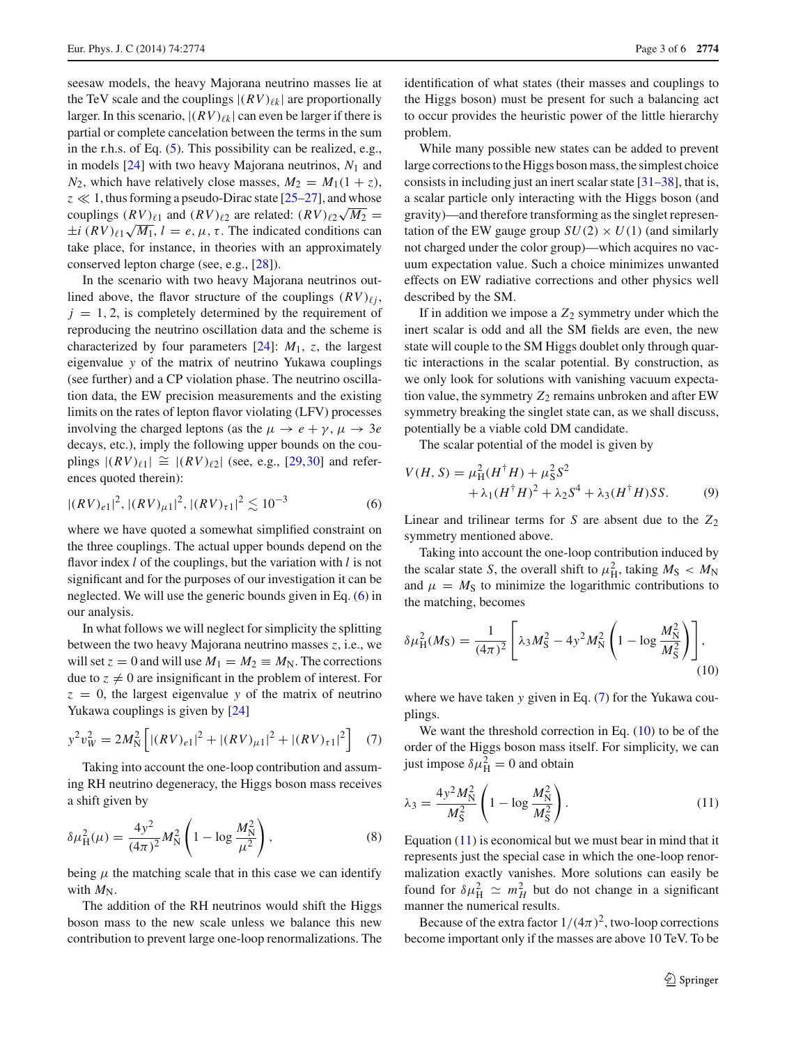seesaw models, the heavy Majorana neutrino masses lie at the TeV scale and the couplings $|(RV)_{\ell k}|$ are proportionally larger. In this scenario, $|(RV)_{\ell k}|$ can even be larger if there is partial or complete cancelation between the terms in the sum in the r.h.s. of Eq. (5). This possibility can be realized, e.g., in models [24] with two heavy Majorana neutrinos, $N_1$ and $N_2$, which have relatively close masses, $M_2 = M_1(1+z)$, $z \ll 1$, thus forming a pseudo-Dirac state [25–27], and whose couplings $(RV)_{\ell 1}$ and $(RV)_{\ell 2}$ are related: $(RV)_{\ell 2}\sqrt{M_2} = \pm i\,(RV)_{\ell 1}\sqrt{M_1}$, $l = e, \mu, \tau$. The indicated conditions can take place, for instance, in theories with an approximately conserved lepton charge (see, e.g., [28]).

In the scenario with two heavy Majorana neutrinos outlined above, the flavor structure of the couplings $(RV)_{\ell j}$, $j = 1, 2$, is completely determined by the requirement of reproducing the neutrino oscillation data and the scheme is characterized by four parameters [24]: $M_1$, $z$, the largest eigenvalue $y$ of the matrix of neutrino Yukawa couplings (see further) and a CP violation phase. The neutrino oscillation data, the EW precision measurements and the existing limits on the rates of lepton flavor violating (LFV) processes involving the charged leptons (as the $\mu \to e + \gamma$, $\mu \to 3e$ decays, etc.), imply the following upper bounds on the couplings $|(RV)_{\ell 1}| \cong |(RV)_{\ell 2}|$ (see, e.g., [29,30] and references quoted therein):

$$|(RV)_{e1}|^2, |(RV)_{\mu 1}|^2, |(RV)_{\tau 1}|^2 \lesssim 10^{-3} \tag{6}$$

where we have quoted a somewhat simplified constraint on the three couplings. The actual upper bounds depend on the flavor index $l$ of the couplings, but the variation with $l$ is not significant and for the purposes of our investigation it can be neglected. We will use the generic bounds given in Eq. (6) in our analysis.

In what follows we will neglect for simplicity the splitting between the two heavy Majorana neutrino masses $z$, i.e., we will set $z = 0$ and will use $M_1 = M_2 \equiv M_{\rm N}$. The corrections due to $z \neq 0$ are insignificant in the problem of interest. For $z = 0$, the largest eigenvalue $y$ of the matrix of neutrino Yukawa couplings is given by [24]

$$y^2 v_W^2 = 2M_{\rm N}^2\left[|(RV)_{e1}|^2 + |(RV)_{\mu 1}|^2 + |(RV)_{\tau 1}|^2\right] \tag{7}$$

Taking into account the one-loop contribution and assuming RH neutrino degeneracy, the Higgs boson mass receives a shift given by

$$\delta\mu_{\rm H}^2(\mu) = \frac{4y^2}{(4\pi)^2} M_{\rm N}^2 \left(1 - \log\frac{M_{\rm N}^2}{\mu^2}\right), \tag{8}$$

being $\mu$ the matching scale that in this case we can identify with $M_{\rm N}$.

The addition of the RH neutrinos would shift the Higgs boson mass to the new scale unless we balance this new contribution to prevent large one-loop renormalizations. The identification of what states (their masses and couplings to the Higgs boson) must be present for such a balancing act to occur provides the heuristic power of the little hierarchy problem.

While many possible new states can be added to prevent large corrections to the Higgs boson mass, the simplest choice consists in including just an inert scalar state [31–38], that is, a scalar particle only interacting with the Higgs boson (and gravity)—and therefore transforming as the singlet representation of the EW gauge group $SU(2)\times U(1)$ (and similarly not charged under the color group)—which acquires no vacuum expectation value. Such a choice minimizes unwanted effects on EW radiative corrections and other physics well described by the SM.

If in addition we impose a $Z_2$ symmetry under which the inert scalar is odd and all the SM fields are even, the new state will couple to the SM Higgs doublet only through quartic interactions in the scalar potential. By construction, as we only look for solutions with vanishing vacuum expectation value, the symmetry $Z_2$ remains unbroken and after EW symmetry breaking the singlet state can, as we shall discuss, potentially be a viable cold DM candidate.

The scalar potential of the model is given by

$$V(H,S) = \mu_{\rm H}^2(H^\dagger H) + \mu_{\rm S}^2 S^2 + \lambda_1(H^\dagger H)^2 + \lambda_2 S^4 + \lambda_3(H^\dagger H)SS. \tag{9}$$

Linear and trilinear terms for $S$ are absent due to the $Z_2$ symmetry mentioned above.

Taking into account the one-loop contribution induced by the scalar state $S$, the overall shift to $\mu_{\rm H}^2$, taking $M_{\rm S} < M_{\rm N}$ and $\mu = M_{\rm S}$ to minimize the logarithmic contributions to the matching, becomes

$$\delta\mu_{\rm H}^2(M_{\rm S}) = \frac{1}{(4\pi)^2}\left[\lambda_3 M_{\rm S}^2 - 4y^2 M_{\rm N}^2\left(1 - \log\frac{M_{\rm N}^2}{M_{\rm S}^2}\right)\right], \tag{10}$$

where we have taken $y$ given in Eq. (7) for the Yukawa couplings.

We want the threshold correction in Eq. (10) to be of the order of the Higgs boson mass itself. For simplicity, we can just impose $\delta\mu_{\rm H}^2 = 0$ and obtain

$$\lambda_3 = \frac{4y^2 M_{\rm N}^2}{M_{\rm S}^2}\left(1 - \log\frac{M_{\rm N}^2}{M_{\rm S}^2}\right). \tag{11}$$

Equation (11) is economical but we must bear in mind that it represents just the special case in which the one-loop renormalization exactly vanishes. More solutions can easily be found for $\delta\mu_{\rm H}^2 \simeq m_H^2$ but do not change in a significant manner the numerical results.

Because of the extra factor $1/(4\pi)^2$, two-loop corrections become important only if the masses are above 10 TeV. To be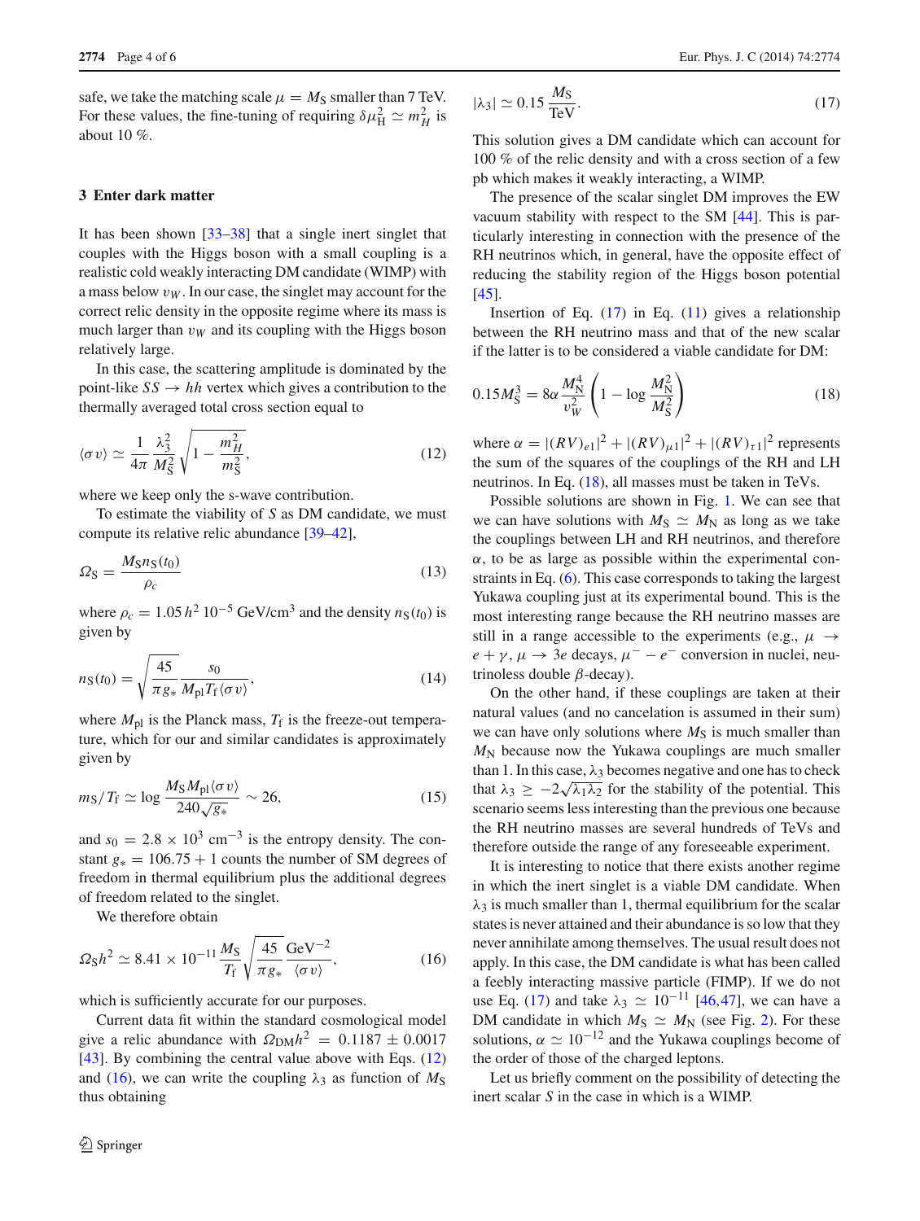safe, we take the matching scale $\mu = M_S$ smaller than 7 TeV. For these values, the fine-tuning of requiring $\delta\mu_H^2 \simeq m_H^2$ is about 10 %.

## 3 Enter dark matter

It has been shown [33–38] that a single inert singlet that couples with the Higgs boson with a small coupling is a realistic cold weakly interacting DM candidate (WIMP) with a mass below $v_W$. In our case, the singlet may account for the correct relic density in the opposite regime where its mass is much larger than $v_W$ and its coupling with the Higgs boson relatively large.

In this case, the scattering amplitude is dominated by the point-like $SS \to hh$ vertex which gives a contribution to the thermally averaged total cross section equal to

$$\langle \sigma v \rangle \simeq \frac{1}{4\pi} \frac{\lambda_3^2}{M_S^2} \sqrt{1 - \frac{m_H^2}{m_S^2}}, \tag{12}$$

where we keep only the s-wave contribution.

To estimate the viability of $S$ as DM candidate, we must compute its relative relic abundance [39–42],

$$\Omega_S = \frac{M_S n_S(t_0)}{\rho_c} \tag{13}$$

where $\rho_c = 1.05\, h^2\, 10^{-5}$ GeV/cm$^3$ and the density $n_S(t_0)$ is given by

$$n_S(t_0) = \sqrt{\frac{45}{\pi g_*}} \frac{s_0}{M_{\rm pl} T_f \langle \sigma v \rangle}, \tag{14}$$

where $M_{\rm pl}$ is the Planck mass, $T_f$ is the freeze-out temperature, which for our and similar candidates is approximately given by

$$m_S/T_f \simeq \log \frac{M_S M_{\rm pl} \langle \sigma v \rangle}{240\sqrt{g_*}} \sim 26, \tag{15}$$

and $s_0 = 2.8 \times 10^3$ cm$^{-3}$ is the entropy density. The constant $g_* = 106.75 + 1$ counts the number of SM degrees of freedom in thermal equilibrium plus the additional degrees of freedom related to the singlet.

We therefore obtain

$$\Omega_S h^2 \simeq 8.41 \times 10^{-11} \frac{M_S}{T_f} \sqrt{\frac{45}{\pi g_*}} \frac{\text{GeV}^{-2}}{\langle \sigma v \rangle}, \tag{16}$$

which is sufficiently accurate for our purposes.

Current data fit within the standard cosmological model give a relic abundance with $\Omega_{DM} h^2 = 0.1187 \pm 0.0017$ [43]. By combining the central value above with Eqs. (12) and (16), we can write the coupling $\lambda_3$ as function of $M_S$ thus obtaining

$$|\lambda_3| \simeq 0.15 \frac{M_S}{\text{TeV}}. \tag{17}$$

This solution gives a DM candidate which can account for 100 % of the relic density and with a cross section of a few pb which makes it weakly interacting, a WIMP.

The presence of the scalar singlet DM improves the EW vacuum stability with respect to the SM [44]. This is particularly interesting in connection with the presence of the RH neutrinos which, in general, have the opposite effect of reducing the stability region of the Higgs boson potential [45].

Insertion of Eq. (17) in Eq. (11) gives a relationship between the RH neutrino mass and that of the new scalar if the latter is to be considered a viable candidate for DM:

$$0.15 M_S^3 = 8\alpha \frac{M_N^4}{v_W^2} \left(1 - \log \frac{M_N^2}{M_S^2}\right) \tag{18}$$

where $\alpha = |(RV)_{e1}|^2 + |(RV)_{\mu 1}|^2 + |(RV)_{\tau 1}|^2$ represents the sum of the squares of the couplings of the RH and LH neutrinos. In Eq. (18), all masses must be taken in TeVs.

Possible solutions are shown in Fig. 1. We can see that we can have solutions with $M_S \simeq M_N$ as long as we take the couplings between LH and RH neutrinos, and therefore $\alpha$, to be as large as possible within the experimental constraints in Eq. (6). This case corresponds to taking the largest Yukawa coupling just at its experimental bound. This is the most interesting range because the RH neutrino masses are still in a range accessible to the experiments (e.g., $\mu \to e + \gamma$, $\mu \to 3e$ decays, $\mu^- - e^-$ conversion in nuclei, neutrinoless double $\beta$-decay).

On the other hand, if these couplings are taken at their natural values (and no cancelation is assumed in their sum) we can have only solutions where $M_S$ is much smaller than $M_N$ because now the Yukawa couplings are much smaller than 1. In this case, $\lambda_3$ becomes negative and one has to check that $\lambda_3 \geq -2\sqrt{\lambda_1 \lambda_2}$ for the stability of the potential. This scenario seems less interesting than the previous one because the RH neutrino masses are several hundreds of TeVs and therefore outside the range of any foreseeable experiment.

It is interesting to notice that there exists another regime in which the inert singlet is a viable DM candidate. When $\lambda_3$ is much smaller than 1, thermal equilibrium for the scalar states is never attained and their abundance is so low that they never annihilate among themselves. The usual result does not apply. In this case, the DM candidate is what has been called a feebly interacting massive particle (FIMP). If we do not use Eq. (17) and take $\lambda_3 \simeq 10^{-11}$ [46,47], we can have a DM candidate in which $M_S \simeq M_N$ (see Fig. 2). For these solutions, $\alpha \simeq 10^{-12}$ and the Yukawa couplings become of the order of those of the charged leptons.

Let us briefly comment on the possibility of detecting the inert scalar $S$ in the case in which is a WIMP.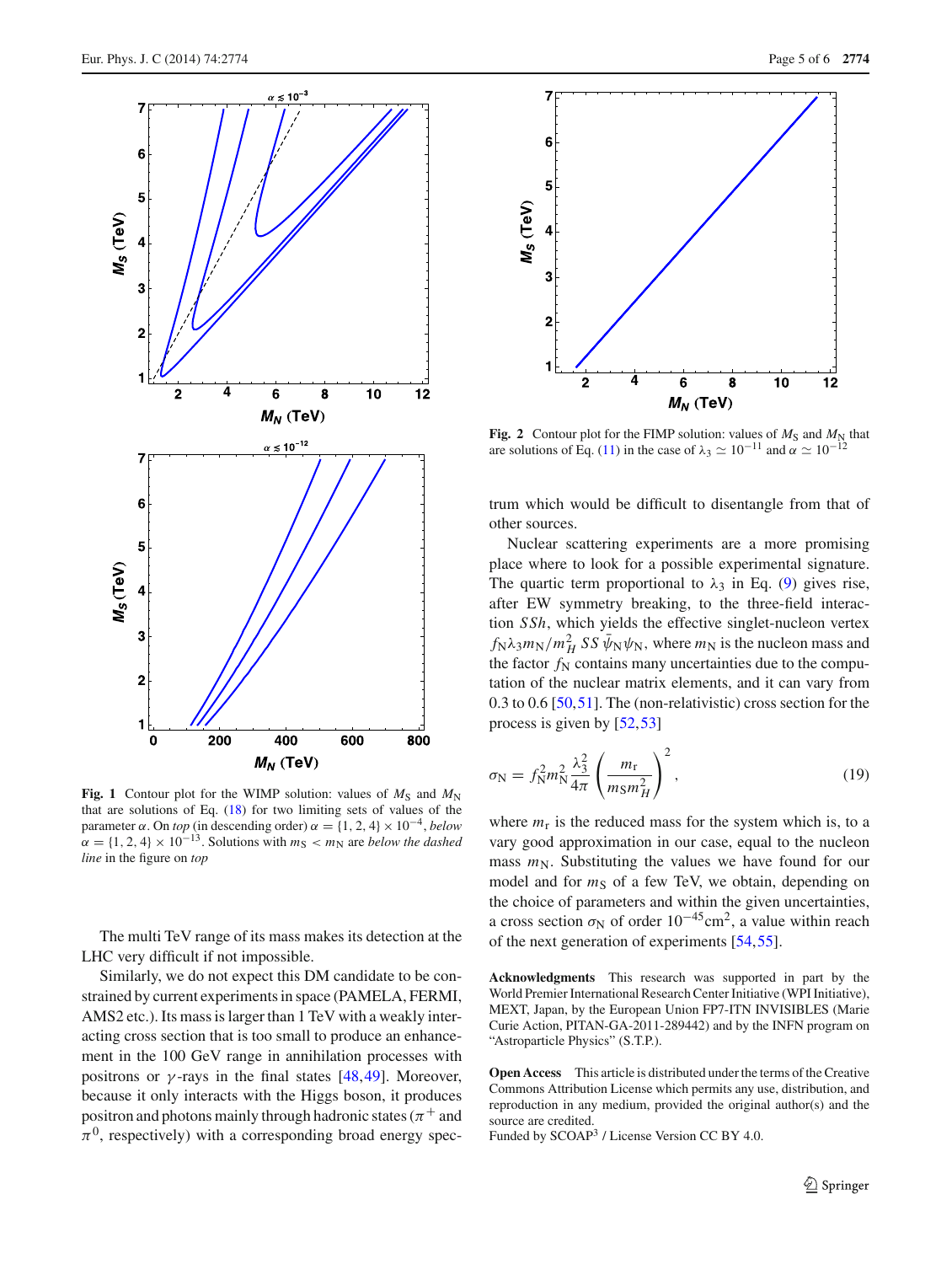**Fig. 1** Contour plot for the WIMP solution: values of $M_S$ and $M_N$ that are solutions of Eq. (18) for two limiting sets of values of the parameter $\alpha$. On *top* (in descending order) $\alpha = \{1, 2, 4\} \times 10^{-4}$, *below* $\alpha = \{1, 2, 4\} \times 10^{-13}$. Solutions with $m_S < m_N$ are *below the dashed line* in the figure on *top*

**Fig. 2** Contour plot for the FIMP solution: values of $M_S$ and $M_N$ that are solutions of Eq. (11) in the case of $\lambda_3 \simeq 10^{-11}$ and $\alpha \simeq 10^{-12}$

The multi TeV range of its mass makes its detection at the LHC very difficult if not impossible.

Similarly, we do not expect this DM candidate to be constrained by current experiments in space (PAMELA, FERMI, AMS2 etc.). Its mass is larger than 1 TeV with a weakly interacting cross section that is too small to produce an enhancement in the 100 GeV range in annihilation processes with positrons or $\gamma$-rays in the final states [48,49]. Moreover, because it only interacts with the Higgs boson, it produces positron and photons mainly through hadronic states ($\pi^+$ and $\pi^0$, respectively) with a corresponding broad energy spectrum which would be difficult to disentangle from that of other sources.

Nuclear scattering experiments are a more promising place where to look for a possible experimental signature. The quartic term proportional to $\lambda_3$ in Eq. (9) gives rise, after EW symmetry breaking, to the three-field interaction $SSh$, which yields the effective singlet-nucleon vertex $f_N \lambda_3 m_N / m_H^2 \, SS \, \bar{\psi}_N \psi_N$, where $m_N$ is the nucleon mass and the factor $f_N$ contains many uncertainties due to the computation of the nuclear matrix elements, and it can vary from 0.3 to 0.6 [50,51]. The (non-relativistic) cross section for the process is given by [52,53]

$$\sigma_N = f_N^2 m_N^2 \frac{\lambda_3^2}{4\pi} \left( \frac{m_r}{m_S m_H^2} \right)^2 , \tag{19}$$

where $m_r$ is the reduced mass for the system which is, to a vary good approximation in our case, equal to the nucleon mass $m_N$. Substituting the values we have found for our model and for $m_S$ of a few TeV, we obtain, depending on the choice of parameters and within the given uncertainties, a cross section $\sigma_N$ of order $10^{-45}\text{cm}^2$, a value within reach of the next generation of experiments [54,55].

**Acknowledgments** This research was supported in part by the World Premier International Research Center Initiative (WPI Initiative), MEXT, Japan, by the European Union FP7-ITN INVISIBLES (Marie Curie Action, PITAN-GA-2011-289442) and by the INFN program on "Astroparticle Physics" (S.T.P.).

**Open Access** This article is distributed under the terms of the Creative Commons Attribution License which permits any use, distribution, and reproduction in any medium, provided the original author(s) and the source are credited.
Funded by SCOAP[3] / License Version CC BY 4.0.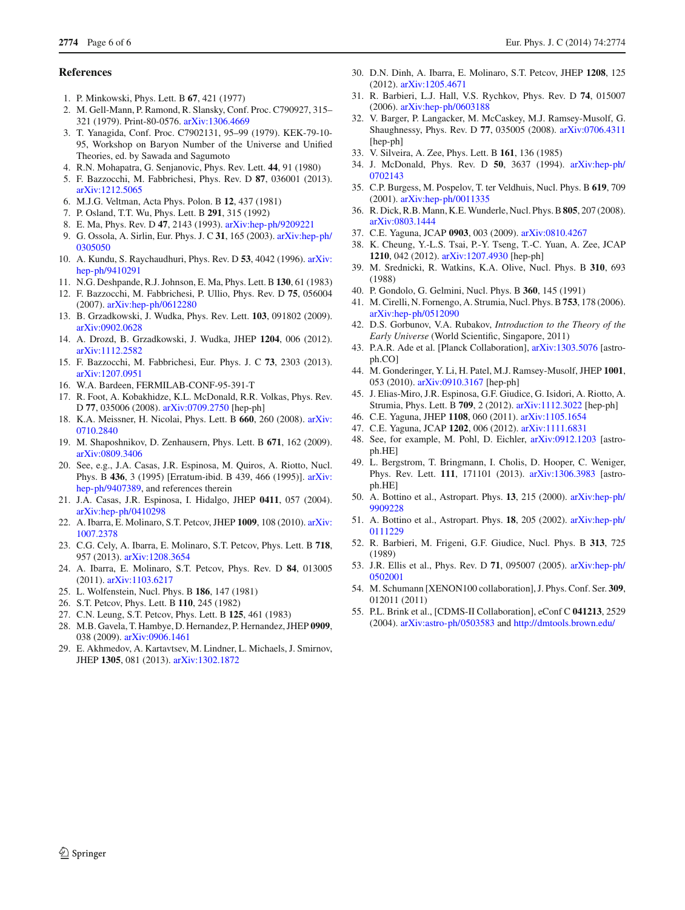## References

1. P. Minkowski, Phys. Lett. B **67**, 421 (1977)
2. M. Gell-Mann, P. Ramond, R. Slansky, Conf. Proc. C790927, 315–321 (1979). Print-80-0576. arXiv:1306.4669
3. T. Yanagida, Conf. Proc. C7902131, 95–99 (1979). KEK-79-10-95, Workshop on Baryon Number of the Universe and Unified Theories, ed. by Sawada and Sagumoto
4. R.N. Mohapatra, G. Senjanovic, Phys. Rev. Lett. **44**, 91 (1980)
5. F. Bazzocchi, M. Fabbrichesi, Phys. Rev. D **87**, 036001 (2013). arXiv:1212.5065
6. M.J.G. Veltman, Acta Phys. Polon. B **12**, 437 (1981)
7. P. Osland, T.T. Wu, Phys. Lett. B **291**, 315 (1992)
8. E. Ma, Phys. Rev. D **47**, 2143 (1993). arXiv:hep-ph/9209221
9. G. Ossola, A. Sirlin, Eur. Phys. J. C **31**, 165 (2003). arXiv:hep-ph/0305050
10. A. Kundu, S. Raychaudhuri, Phys. Rev. D **53**, 4042 (1996). arXiv:hep-ph/9410291
11. N.G. Deshpande, R.J. Johnson, E. Ma, Phys. Lett. B **130**, 61 (1983)
12. F. Bazzocchi, M. Fabbrichesi, P. Ullio, Phys. Rev. D **75**, 056004 (2007). arXiv:hep-ph/0612280
13. B. Grzadkowski, J. Wudka, Phys. Rev. Lett. **103**, 091802 (2009). arXiv:0902.0628
14. A. Drozd, B. Grzadkowski, J. Wudka, JHEP **1204**, 006 (2012). arXiv:1112.2582
15. F. Bazzocchi, M. Fabbrichesi, Eur. Phys. J. C **73**, 2303 (2013). arXiv:1207.0951
16. W.A. Bardeen, FERMILAB-CONF-95-391-T
17. R. Foot, A. Kobakhidze, K.L. McDonald, R.R. Volkas, Phys. Rev. D **77**, 035006 (2008). arXiv:0709.2750 [hep-ph]
18. K.A. Meissner, H. Nicolai, Phys. Lett. B **660**, 260 (2008). arXiv:0710.2840
19. M. Shaposhnikov, D. Zenhausern, Phys. Lett. B **671**, 162 (2009). arXiv:0809.3406
20. See, e.g., J.A. Casas, J.R. Espinosa, M. Quiros, A. Riotto, Nucl. Phys. B **436**, 3 (1995) [Erratum-ibid. B 439, 466 (1995)]. arXiv:hep-ph/9407389, and references therein
21. J.A. Casas, J.R. Espinosa, I. Hidalgo, JHEP **0411**, 057 (2004). arXiv:hep-ph/0410298
22. A. Ibarra, E. Molinaro, S.T. Petcov, JHEP **1009**, 108 (2010). arXiv:1007.2378
23. C.G. Cely, A. Ibarra, E. Molinaro, S.T. Petcov, Phys. Lett. B **718**, 957 (2013). arXiv:1208.3654
24. A. Ibarra, E. Molinaro, S.T. Petcov, Phys. Rev. D **84**, 013005 (2011). arXiv:1103.6217
25. L. Wolfenstein, Nucl. Phys. B **186**, 147 (1981)
26. S.T. Petcov, Phys. Lett. B **110**, 245 (1982)
27. C.N. Leung, S.T. Petcov, Phys. Lett. B **125**, 461 (1983)
28. M.B. Gavela, T. Hambye, D. Hernandez, P. Hernandez, JHEP **0909**, 038 (2009). arXiv:0906.1461
29. E. Akhmedov, A. Kartavtsev, M. Lindner, L. Michaels, J. Smirnov, JHEP **1305**, 081 (2013). arXiv:1302.1872
30. D.N. Dinh, A. Ibarra, E. Molinaro, S.T. Petcov, JHEP **1208**, 125 (2012). arXiv:1205.4671
31. R. Barbieri, L.J. Hall, V.S. Rychkov, Phys. Rev. D **74**, 015007 (2006). arXiv:hep-ph/0603188
32. V. Barger, P. Langacker, M. McCaskey, M.J. Ramsey-Musolf, G. Shaughnessy, Phys. Rev. D **77**, 035005 (2008). arXiv:0706.4311 [hep-ph]
33. V. Silveira, A. Zee, Phys. Lett. B **161**, 136 (1985)
34. J. McDonald, Phys. Rev. D **50**, 3637 (1994). arXiv:hep-ph/0702143
35. C.P. Burgess, M. Pospelov, T. ter Veldhuis, Nucl. Phys. B **619**, 709 (2001). arXiv:hep-ph/0011335
36. R. Dick, R.B. Mann, K.E. Wunderle, Nucl. Phys. B **805**, 207 (2008). arXiv:0803.1444
37. C.E. Yaguna, JCAP **0903**, 003 (2009). arXiv:0810.4267
38. K. Cheung, Y.-L.S. Tsai, P.-Y. Tseng, T.-C. Yuan, A. Zee, JCAP **1210**, 042 (2012). arXiv:1207.4930 [hep-ph]
39. M. Srednicki, R. Watkins, K.A. Olive, Nucl. Phys. B **310**, 693 (1988)
40. P. Gondolo, G. Gelmini, Nucl. Phys. B **360**, 145 (1991)
41. M. Cirelli, N. Fornengo, A. Strumia, Nucl. Phys. B **753**, 178 (2006). arXiv:hep-ph/0512090
42. D.S. Gorbunov, V.A. Rubakov, *Introduction to the Theory of the Early Universe* (World Scientific, Singapore, 2011)
43. P.A.R. Ade et al. [Planck Collaboration], arXiv:1303.5076 [astro-ph.CO]
44. M. Gonderinger, Y. Li, H. Patel, M.J. Ramsey-Musolf, JHEP **1001**, 053 (2010). arXiv:0910.3167 [hep-ph]
45. J. Elias-Miro, J.R. Espinosa, G.F. Giudice, G. Isidori, A. Riotto, A. Strumia, Phys. Lett. B **709**, 2 (2012). arXiv:1112.3022 [hep-ph]
46. C.E. Yaguna, JHEP **1108**, 060 (2011). arXiv:1105.1654
47. C.E. Yaguna, JCAP **1202**, 006 (2012). arXiv:1111.6831
48. See, for example, M. Pohl, D. Eichler, arXiv:0912.1203 [astro-ph.HE]
49. L. Bergstrom, T. Bringmann, I. Cholis, D. Hooper, C. Weniger, Phys. Rev. Lett. **111**, 171101 (2013). arXiv:1306.3983 [astro-ph.HE]
50. A. Bottino et al., Astropart. Phys. **13**, 215 (2000). arXiv:hep-ph/9909228
51. A. Bottino et al., Astropart. Phys. **18**, 205 (2002). arXiv:hep-ph/0111229
52. R. Barbieri, M. Frigeni, G.F. Giudice, Nucl. Phys. B **313**, 725 (1989)
53. J.R. Ellis et al., Phys. Rev. D **71**, 095007 (2005). arXiv:hep-ph/0502001
54. M. Schumann [XENON100 collaboration], J. Phys. Conf. Ser. **309**, 012011 (2011)
55. P.L. Brink et al., [CDMS-II Collaboration], eConf C **041213**, 2529 (2004). arXiv:astro-ph/0503583 and http://dmtools.brown.edu/